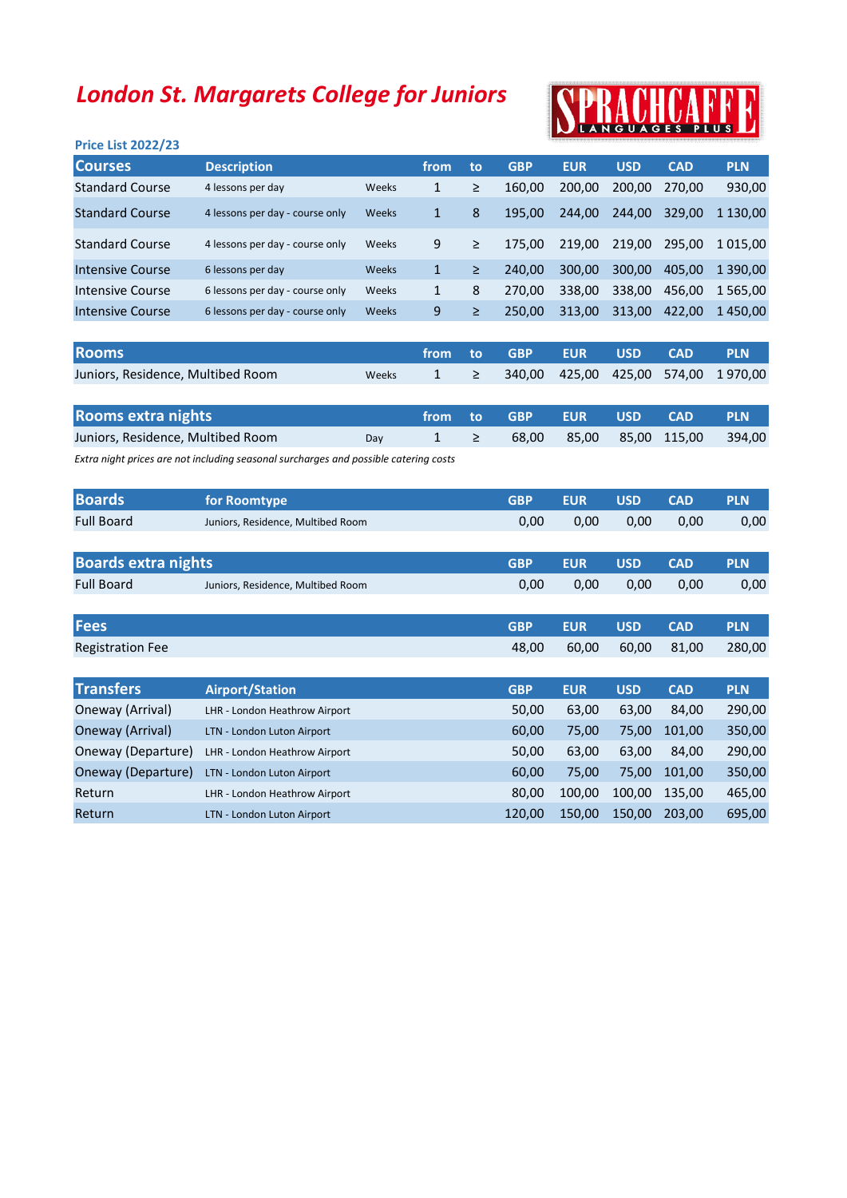# London St. Margarets College for Juniors

SPRACHCAFFE LANGUAGES PLUS

**Price List 2022/23**

| Courses | Description | | from | to | GBP | EUR | USD | CAD | PLN |
|---|---|---|---|---|---|---|---|---|---|
| Standard Course | 4 lessons per day | Weeks | 1 | ≥ | 160,00 | 200,00 | 200,00 | 270,00 | 930,00 |
| Standard Course | 4 lessons per day - course only | Weeks | 1 | 8 | 195,00 | 244,00 | 244,00 | 329,00 | 1 130,00 |
| Standard Course | 4 lessons per day - course only | Weeks | 9 | ≥ | 175,00 | 219,00 | 219,00 | 295,00 | 1 015,00 |
| Intensive Course | 6 lessons per day | Weeks | 1 | ≥ | 240,00 | 300,00 | 300,00 | 405,00 | 1 390,00 |
| Intensive Course | 6 lessons per day - course only | Weeks | 1 | 8 | 270,00 | 338,00 | 338,00 | 456,00 | 1 565,00 |
| Intensive Course | 6 lessons per day - course only | Weeks | 9 | ≥ | 250,00 | 313,00 | 313,00 | 422,00 | 1 450,00 |

| Rooms | | from | to | GBP | EUR | USD | CAD | PLN |
|---|---|---|---|---|---|---|---|---|
| Juniors, Residence, Multibed Room | Weeks | 1 | ≥ | 340,00 | 425,00 | 425,00 | 574,00 | 1 970,00 |

| Rooms extra nights | | from | to | GBP | EUR | USD | CAD | PLN |
|---|---|---|---|---|---|---|---|---|
| Juniors, Residence, Multibed Room | Day | 1 | ≥ | 68,00 | 85,00 | 85,00 | 115,00 | 394,00 |

*Extra night prices are not including seasonal surcharges and possible catering costs*

| Boards | for Roomtype | GBP | EUR | USD | CAD | PLN |
|---|---|---|---|---|---|---|
| Full Board | Juniors, Residence, Multibed Room | 0,00 | 0,00 | 0,00 | 0,00 | 0,00 |

| Boards extra nights | | GBP | EUR | USD | CAD | PLN |
|---|---|---|---|---|---|---|
| Full Board | Juniors, Residence, Multibed Room | 0,00 | 0,00 | 0,00 | 0,00 | 0,00 |

| Fees | GBP | EUR | USD | CAD | PLN |
|---|---|---|---|---|---|
| Registration Fee | 48,00 | 60,00 | 60,00 | 81,00 | 280,00 |

| Transfers | Airport/Station | GBP | EUR | USD | CAD | PLN |
|---|---|---|---|---|---|---|
| Oneway (Arrival) | LHR - London Heathrow Airport | 50,00 | 63,00 | 63,00 | 84,00 | 290,00 |
| Oneway (Arrival) | LTN - London Luton Airport | 60,00 | 75,00 | 75,00 | 101,00 | 350,00 |
| Oneway (Departure) | LHR - London Heathrow Airport | 50,00 | 63,00 | 63,00 | 84,00 | 290,00 |
| Oneway (Departure) | LTN - London Luton Airport | 60,00 | 75,00 | 75,00 | 101,00 | 350,00 |
| Return | LHR - London Heathrow Airport | 80,00 | 100,00 | 100,00 | 135,00 | 465,00 |
| Return | LTN - London Luton Airport | 120,00 | 150,00 | 150,00 | 203,00 | 695,00 |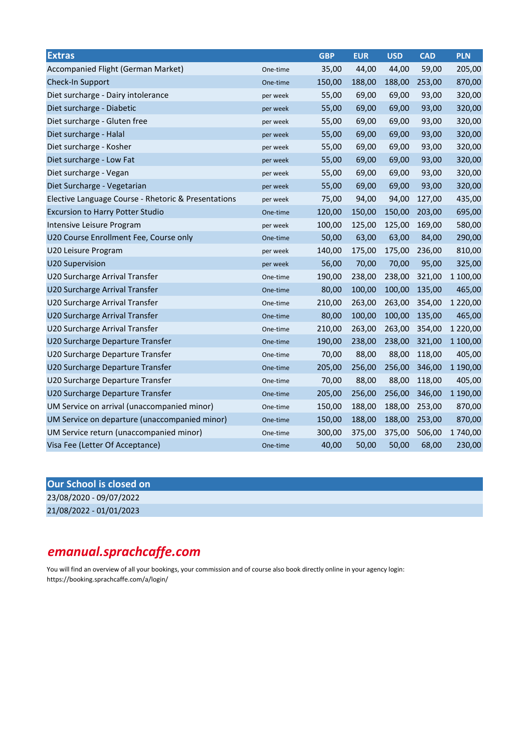| Extras | | GBP | EUR | USD | CAD | PLN |
|---|---|---|---|---|---|---|
| Accompanied Flight (German Market) | One-time | 35,00 | 44,00 | 44,00 | 59,00 | 205,00 |
| Check-In Support | One-time | 150,00 | 188,00 | 188,00 | 253,00 | 870,00 |
| Diet surcharge - Dairy intolerance | per week | 55,00 | 69,00 | 69,00 | 93,00 | 320,00 |
| Diet surcharge - Diabetic | per week | 55,00 | 69,00 | 69,00 | 93,00 | 320,00 |
| Diet surcharge - Gluten free | per week | 55,00 | 69,00 | 69,00 | 93,00 | 320,00 |
| Diet surcharge - Halal | per week | 55,00 | 69,00 | 69,00 | 93,00 | 320,00 |
| Diet surcharge - Kosher | per week | 55,00 | 69,00 | 69,00 | 93,00 | 320,00 |
| Diet surcharge - Low Fat | per week | 55,00 | 69,00 | 69,00 | 93,00 | 320,00 |
| Diet surcharge - Vegan | per week | 55,00 | 69,00 | 69,00 | 93,00 | 320,00 |
| Diet Surcharge - Vegetarian | per week | 55,00 | 69,00 | 69,00 | 93,00 | 320,00 |
| Elective Language Course - Rhetoric & Presentations | per week | 75,00 | 94,00 | 94,00 | 127,00 | 435,00 |
| Excursion to Harry Potter Studio | One-time | 120,00 | 150,00 | 150,00 | 203,00 | 695,00 |
| Intensive Leisure Program | per week | 100,00 | 125,00 | 125,00 | 169,00 | 580,00 |
| U20 Course Enrollment Fee, Course only | One-time | 50,00 | 63,00 | 63,00 | 84,00 | 290,00 |
| U20 Leisure Program | per week | 140,00 | 175,00 | 175,00 | 236,00 | 810,00 |
| U20 Supervision | per week | 56,00 | 70,00 | 70,00 | 95,00 | 325,00 |
| U20 Surcharge Arrival Transfer | One-time | 190,00 | 238,00 | 238,00 | 321,00 | 1 100,00 |
| U20 Surcharge Arrival Transfer | One-time | 80,00 | 100,00 | 100,00 | 135,00 | 465,00 |
| U20 Surcharge Arrival Transfer | One-time | 210,00 | 263,00 | 263,00 | 354,00 | 1 220,00 |
| U20 Surcharge Arrival Transfer | One-time | 80,00 | 100,00 | 100,00 | 135,00 | 465,00 |
| U20 Surcharge Arrival Transfer | One-time | 210,00 | 263,00 | 263,00 | 354,00 | 1 220,00 |
| U20 Surcharge Departure Transfer | One-time | 190,00 | 238,00 | 238,00 | 321,00 | 1 100,00 |
| U20 Surcharge Departure Transfer | One-time | 70,00 | 88,00 | 88,00 | 118,00 | 405,00 |
| U20 Surcharge Departure Transfer | One-time | 205,00 | 256,00 | 256,00 | 346,00 | 1 190,00 |
| U20 Surcharge Departure Transfer | One-time | 70,00 | 88,00 | 88,00 | 118,00 | 405,00 |
| U20 Surcharge Departure Transfer | One-time | 205,00 | 256,00 | 256,00 | 346,00 | 1 190,00 |
| UM Service on arrival (unaccompanied minor) | One-time | 150,00 | 188,00 | 188,00 | 253,00 | 870,00 |
| UM Service on departure (unaccompanied minor) | One-time | 150,00 | 188,00 | 188,00 | 253,00 | 870,00 |
| UM Service return (unaccompanied minor) | One-time | 300,00 | 375,00 | 375,00 | 506,00 | 1 740,00 |
| Visa Fee (Letter Of Acceptance) | One-time | 40,00 | 50,00 | 50,00 | 68,00 | 230,00 |

| Our School is closed on |
|---|
| 23/08/2020 - 09/07/2022 |
| 21/08/2022 - 01/01/2023 |

## *emanual.sprachcaffe.com*

You will find an overview of all your bookings, your commission and of course also book directly online in your agency login:
https://booking.sprachcaffe.com/a/login/